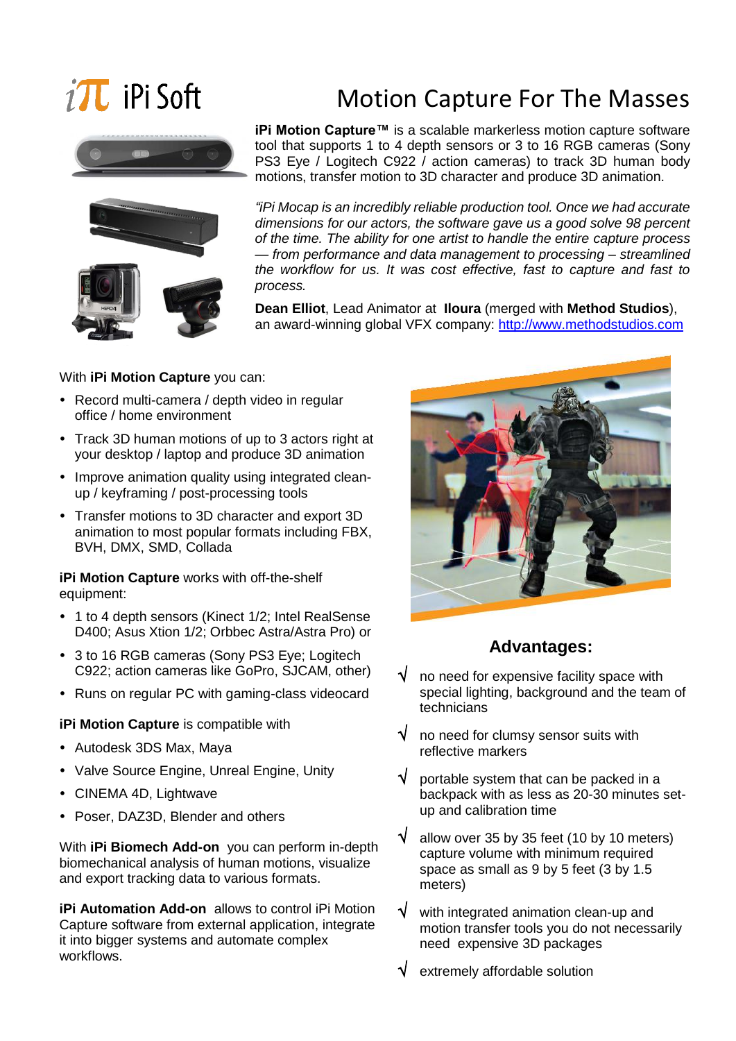iPi Soft

# Motion Capture For The Masses

**iPi Motion Capture™** is a scalable markerless motion capture software tool that supports 1 to 4 depth sensors or 3 to 16 RGB cameras (Sony PS3 Eye / Logitech C922 / action cameras) to track 3D human body motions, transfer motion to 3D character and produce 3D animation.

*"iPi Mocap is an incredibly reliable production tool. Once we had accurate dimensions for our actors, the software gave us a good solve 98 percent of the time. The ability for one artist to handle the entire capture process — from performance and data management to processing – streamlined the workflow for us. It was cost effective, fast to capture and fast to process.*

**Dean Elliot**, Lead Animator at **Iloura** (merged with **Method Studios**), an award-winning global VFX company: http://www.methodstudios.com

With **iPi Motion Capture** you can:

- Record multi-camera / depth video in regular office / home environment
- Track 3D human motions of up to 3 actors right at your desktop / laptop and produce 3D animation
- Improve animation quality using integrated clean-up / keyframing / post-processing tools
- Transfer motions to 3D character and export 3D animation to most popular formats including FBX, BVH, DMX, SMD, Collada

**iPi Motion Capture** works with off-the-shelf equipment:

- 1 to 4 depth sensors (Kinect 1/2; Intel RealSense D400; Asus Xtion 1/2; Orbbec Astra/Astra Pro) or
- 3 to 16 RGB cameras (Sony PS3 Eye; Logitech C922; action cameras like GoPro, SJCAM, other)
- Runs on regular PC with gaming-class videocard

**iPi Motion Capture** is compatible with

- Autodesk 3DS Max, Maya
- Valve Source Engine, Unreal Engine, Unity
- CINEMA 4D, Lightwave
- Poser, DAZ3D, Blender and others

With **iPi Biomech Add-on** you can perform in-depth biomechanical analysis of human motions, visualize and export tracking data to various formats.

**iPi Automation Add-on** allows to control iPi Motion Capture software from external application, integrate it into bigger systems and automate complex workflows.

## Advantages:

- √ no need for expensive facility space with special lighting, background and the team of technicians
- √ no need for clumsy sensor suits with reflective markers
- √ portable system that can be packed in a backpack with as less as 20-30 minutes set-up and calibration time
- √ allow over 35 by 35 feet (10 by 10 meters) capture volume with minimum required space as small as 9 by 5 feet (3 by 1.5 meters)
- √ with integrated animation clean-up and motion transfer tools you do not necessarily need expensive 3D packages
- √ extremely affordable solution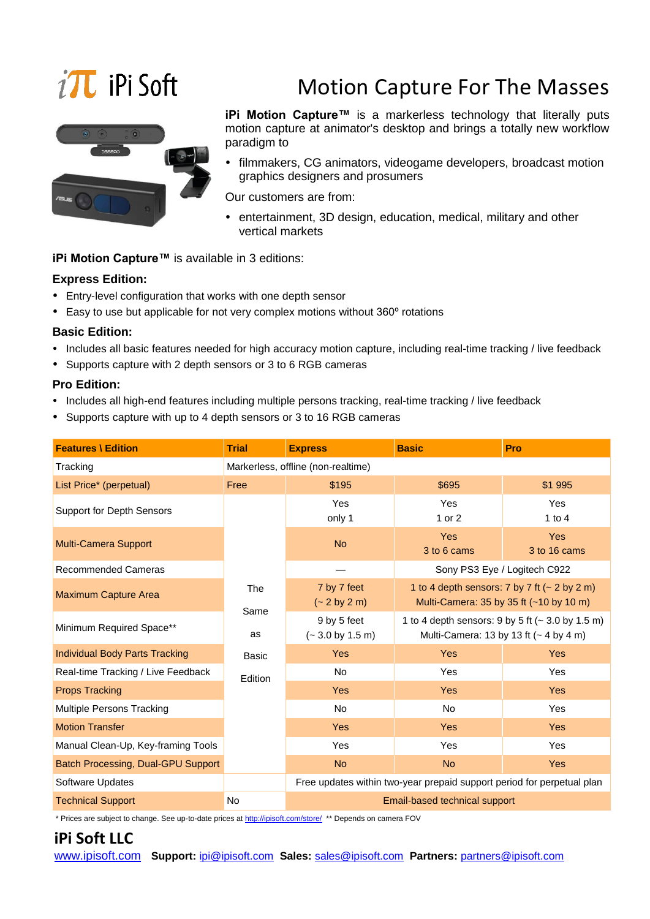# iPi Soft

# Motion Capture For The Masses

**iPi Motion Capture™** is a markerless technology that literally puts motion capture at animator's desktop and brings a totally new workflow paradigm to

- filmmakers, CG animators, videogame developers, broadcast motion graphics designers and prosumers

Our customers are from:

- entertainment, 3D design, education, medical, military and other vertical markets

**iPi Motion Capture™** is available in 3 editions:

### Express Edition:

- Entry-level configuration that works with one depth sensor
- Easy to use but applicable for not very complex motions without 360º rotations

### Basic Edition:

- Includes all basic features needed for high accuracy motion capture, including real-time tracking / live feedback
- Supports capture with 2 depth sensors or 3 to 6 RGB cameras

### Pro Edition:

- Includes all high-end features including multiple persons tracking, real-time tracking / live feedback
- Supports capture with up to 4 depth sensors or 3 to 16 RGB cameras

| Features \ Edition | Trial | Express | Basic | Pro |
|---|---|---|---|---|
| Tracking | Markerless, offline (non-realtime) | | | |
| List Price* (perpetual) | Free | $195 | $695 | $1 995 |
| Support for Depth Sensors | The Same as Basic Edition | Yes only 1 | Yes 1 or 2 | Yes 1 to 4 |
| Multi-Camera Support | | No | Yes 3 to 6 cams | Yes 3 to 16 cams |
| Recommended Cameras | | — | Sony PS3 Eye / Logitech C922 | |
| Maximum Capture Area | | 7 by 7 feet (~ 2 by 2 m) | 1 to 4 depth sensors: 7 by 7 ft (~ 2 by 2 m) Multi-Camera: 35 by 35 ft (~10 by 10 m) | |
| Minimum Required Space** | | 9 by 5 feet (~ 3.0 by 1.5 m) | 1 to 4 depth sensors: 9 by 5 ft (~ 3.0 by 1.5 m) Multi-Camera: 13 by 13 ft (~ 4 by 4 m) | |
| Individual Body Parts Tracking | | Yes | Yes | Yes |
| Real-time Tracking / Live Feedback | | No | Yes | Yes |
| Props Tracking | | Yes | Yes | Yes |
| Multiple Persons Tracking | | No | No | Yes |
| Motion Transfer | | Yes | Yes | Yes |
| Manual Clean-Up, Key-framing Tools | | Yes | Yes | Yes |
| Batch Processing, Dual-GPU Support | | No | No | Yes |
| Software Updates | | Free updates within two-year prepaid support period for perpetual plan | | |
| Technical Support | No | Email-based technical support | | |

* Prices are subject to change. See up-to-date prices at http://ipisoft.com/store/ ** Depends on camera FOV

## iPi Soft LLC

www.ipisoft.com **Support:** ipi@ipisoft.com **Sales:** sales@ipisoft.com **Partners:** partners@ipisoft.com